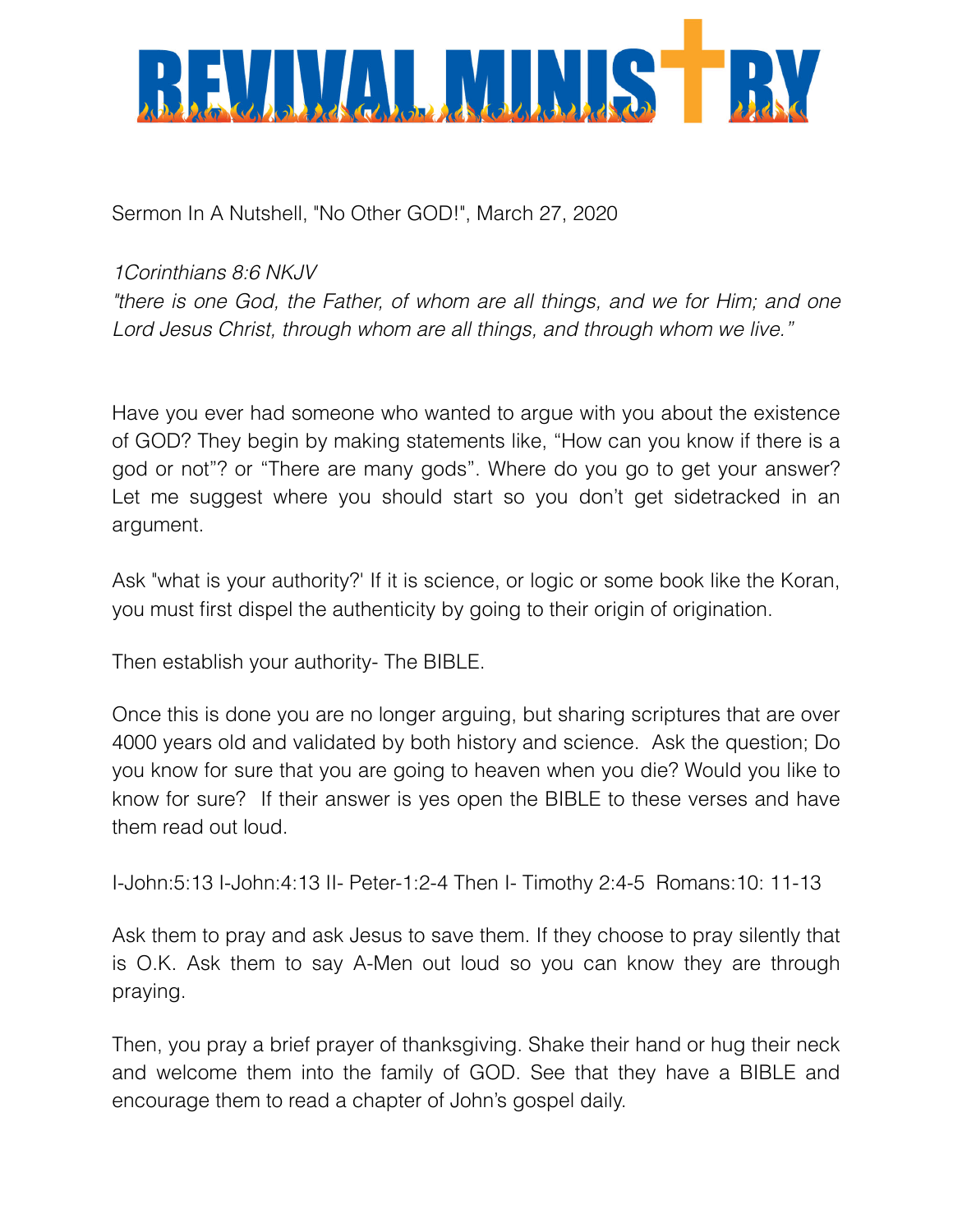# REVIVAL MINISTRY

Sermon In A Nutshell, "No Other GOD!", March 27, 2020

*1Corinthians 8:6 NKJV*
*"there is one God, the Father, of whom are all things, and we for Him; and one Lord Jesus Christ, through whom are all things, and through whom we live."*

Have you ever had someone who wanted to argue with you about the existence of GOD? They begin by making statements like, "How can you know if there is a god or not"? or "There are many gods". Where do you go to get your answer? Let me suggest where you should start so you don't get sidetracked in an argument.

Ask "what is your authority?' If it is science, or logic or some book like the Koran, you must first dispel the authenticity by going to their origin of origination.

Then establish your authority- The BIBLE.

Once this is done you are no longer arguing, but sharing scriptures that are over 4000 years old and validated by both history and science. Ask the question; Do you know for sure that you are going to heaven when you die? Would you like to know for sure? If their answer is yes open the BIBLE to these verses and have them read out loud.

I-John:5:13 I-John:4:13 II- Peter-1:2-4 Then I- Timothy 2:4-5 Romans:10: 11-13

Ask them to pray and ask Jesus to save them. If they choose to pray silently that is O.K. Ask them to say A-Men out loud so you can know they are through praying.

Then, you pray a brief prayer of thanksgiving. Shake their hand or hug their neck and welcome them into the family of GOD. See that they have a BIBLE and encourage them to read a chapter of John's gospel daily.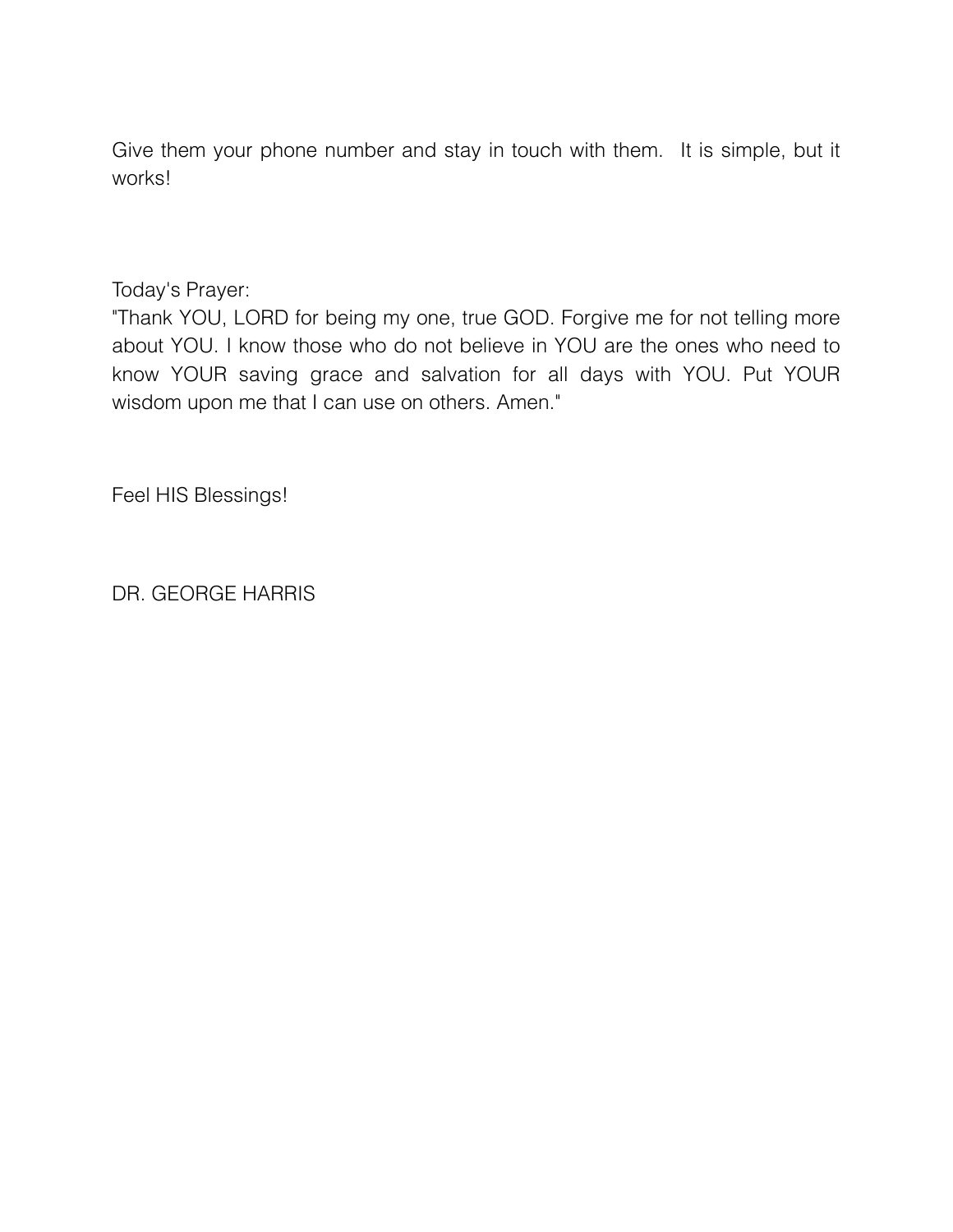Give them your phone number and stay in touch with them. It is simple, but it works!

Today's Prayer:
"Thank YOU, LORD for being my one, true GOD. Forgive me for not telling more about YOU. I know those who do not believe in YOU are the ones who need to know YOUR saving grace and salvation for all days with YOU. Put YOUR wisdom upon me that I can use on others. Amen."

Feel HIS Blessings!

DR. GEORGE HARRIS